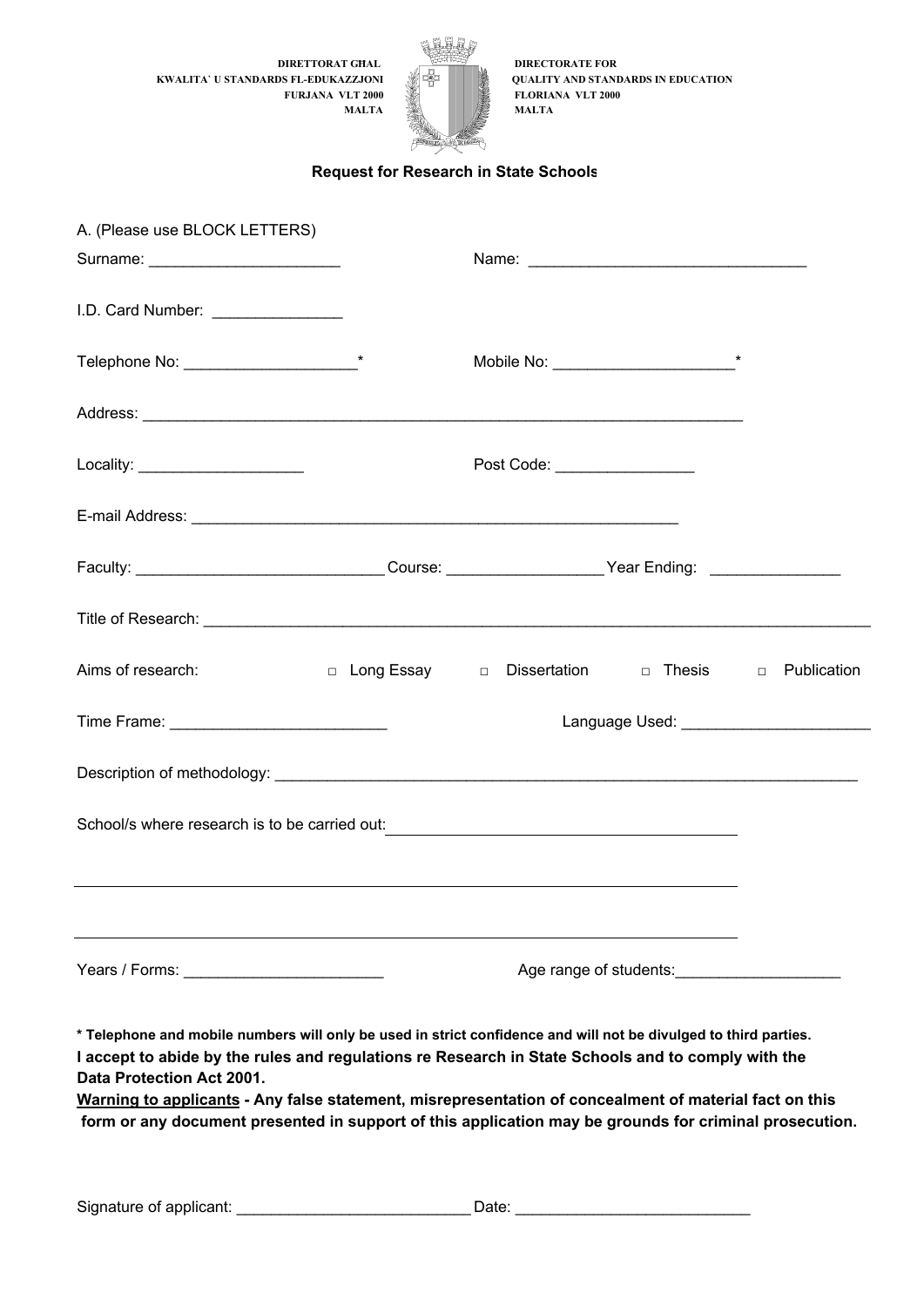DIRETTORAT GĦAL
KWALITA` U STANDARDS FL-EDUKAZZJONI
FURJANA VLT 2000
MALTA

DIRECTORATE FOR
QUALITY AND STANDARDS IN EDUCATION
FLORIANA VLT 2000
MALTA

## Request for Research in State Schools

A. (Please use BLOCK LETTERS)

Surname: ______________________ Name: ________________________________

I.D. Card Number: _______________

Telephone No: ____________________* Mobile No: _____________________*

Address: ______________________________________________________________________

Locality: ___________________ Post Code: ________________

E-mail Address: ________________________________________________________

Faculty: ____________________________ Course: __________________ Year Ending: _______________

Title of Research: ________________________________________________________________________________

Aims of research: □ Long Essay □ Dissertation □ Thesis □ Publication

Time Frame: _________________________ Language Used: ______________________

Description of methodology: ____________________________________________________________________

School/s where research is to be carried out: ________________________________________

________________________________________________________________________

________________________________________________________________________

Years / Forms: _______________________ Age range of students: ___________________

**\* Telephone and mobile numbers will only be used in strict confidence and will not be divulged to third parties.**

**I accept to abide by the rules and regulations re Research in State Schools and to comply with the Data Protection Act 2001.**

**<u>Warning to applicants</u> - Any false statement, misrepresentation of concealment of material fact on this form or any document presented in support of this application may be grounds for criminal prosecution.**

Signature of applicant: ___________________________ Date: ___________________________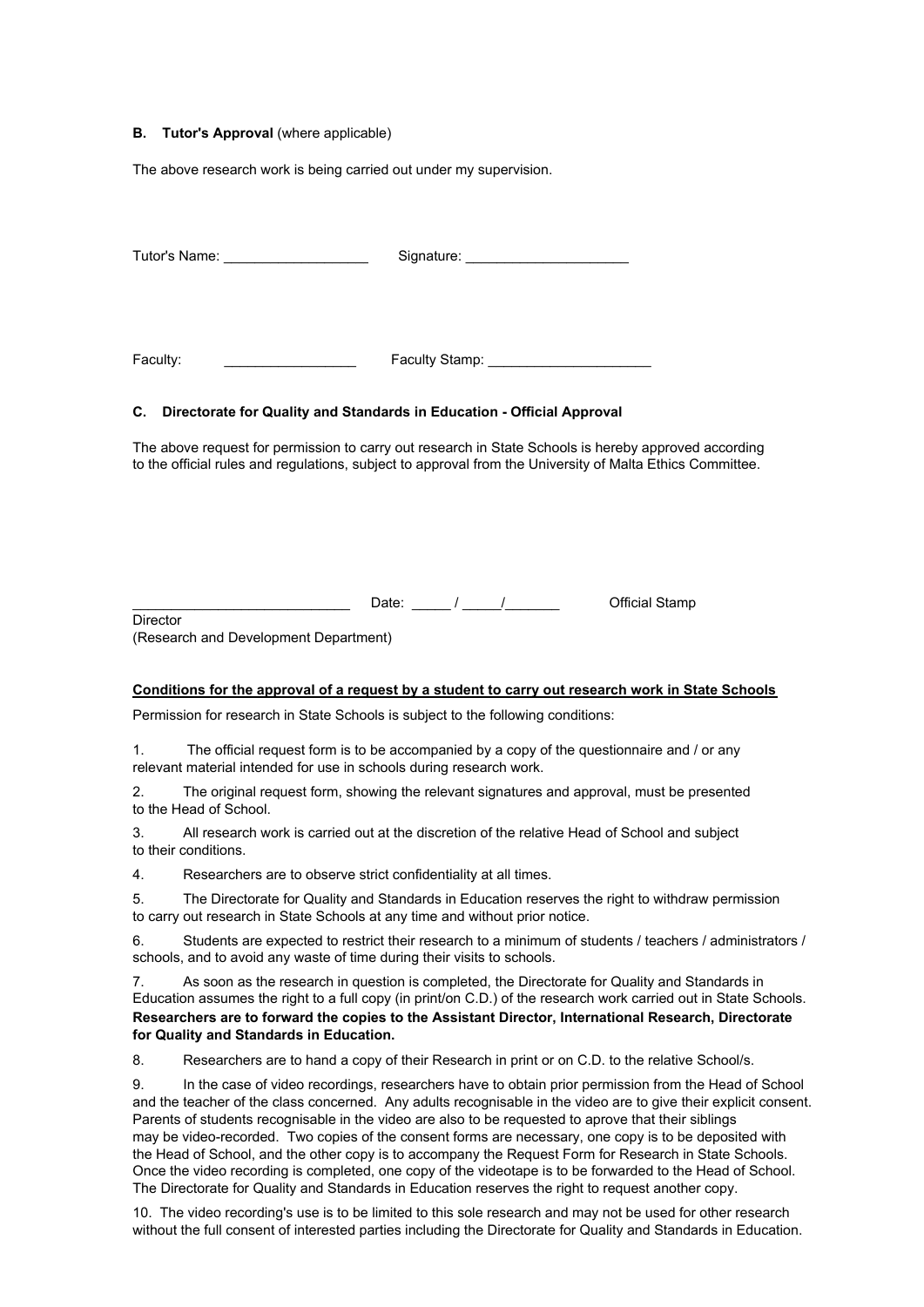**B. Tutor's Approval** (where applicable)

The above research work is being carried out under my supervision.

Tutor's Name: ___________________ Signature: _____________________

Faculty: _________________ Faculty Stamp: _____________________

**C. Directorate for Quality and Standards in Education - Official Approval**

The above request for permission to carry out research in State Schools is hereby approved according to the official rules and regulations, subject to approval from the University of Malta Ethics Committee.

____________________________ Date: _____ / _____/_______ Official Stamp

Director
(Research and Development Department)

**<u>Conditions for the approval of a request by a student to carry out research work in State Schools</u>**

Permission for research in State Schools is subject to the following conditions:

1. The official request form is to be accompanied by a copy of the questionnaire and / or any relevant material intended for use in schools during research work.

2. The original request form, showing the relevant signatures and approval, must be presented to the Head of School.

3. All research work is carried out at the discretion of the relative Head of School and subject to their conditions.

4. Researchers are to observe strict confidentiality at all times.

5. The Directorate for Quality and Standards in Education reserves the right to withdraw permission to carry out research in State Schools at any time and without prior notice.

6. Students are expected to restrict their research to a minimum of students / teachers / administrators / schools, and to avoid any waste of time during their visits to schools.

7. As soon as the research in question is completed, the Directorate for Quality and Standards in Education assumes the right to a full copy (in print/on C.D.) of the research work carried out in State Schools. **Researchers are to forward the copies to the Assistant Director, International Research, Directorate for Quality and Standards in Education.**

8. Researchers are to hand a copy of their Research in print or on C.D. to the relative School/s.

9. In the case of video recordings, researchers have to obtain prior permission from the Head of School and the teacher of the class concerned. Any adults recognisable in the video are to give their explicit consent. Parents of students recognisable in the video are also to be requested to aprove that their siblings may be video-recorded. Two copies of the consent forms are necessary, one copy is to be deposited with the Head of School, and the other copy is to accompany the Request Form for Research in State Schools. Once the video recording is completed, one copy of the videotape is to be forwarded to the Head of School. The Directorate for Quality and Standards in Education reserves the right to request another copy.

10. The video recording's use is to be limited to this sole research and may not be used for other research without the full consent of interested parties including the Directorate for Quality and Standards in Education.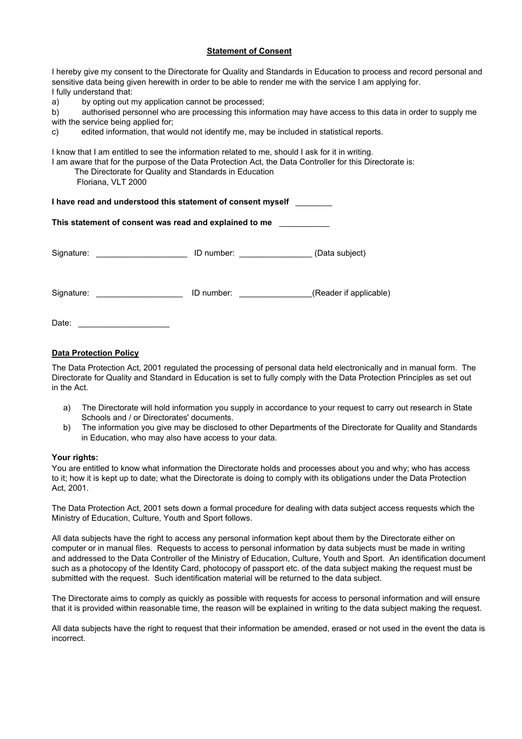## Statement of Consent

I hereby give my consent to the Directorate for Quality and Standards in Education to process and record personal and sensitive data being given herewith in order to be able to render me with the service I am applying for.
I fully understand that:

a) by opting out my application cannot be processed;

b) authorised personnel who are processing this information may have access to this data in order to supply me with the service being applied for;

c) edited information, that would not identify me, may be included in statistical reports.

I know that I am entitled to see the information related to me, should I ask for it in writing.
I am aware that for the purpose of the Data Protection Act, the Data Controller for this Directorate is:

The Directorate for Quality and Standards in Education
Floriana, VLT 2000

**I have read and understood this statement of consent myself** ________

**This statement of consent was read and explained to me** ___________

Signature: ____________________ ID number: ________________ (Data subject)

Signature: ___________________ ID number: ________________(Reader if applicable)

Date: ____________________

**Data Protection Policy**

The Data Protection Act, 2001 regulated the processing of personal data held electronically and in manual form. The Directorate for Quality and Standard in Education is set to fully comply with the Data Protection Principles as set out in the Act.

a) The Directorate will hold information you supply in accordance to your request to carry out research in State Schools and / or Directorates' documents.

b) The information you give may be disclosed to other Departments of the Directorate for Quality and Standards in Education, who may also have access to your data.

**Your rights:**
You are entitled to know what information the Directorate holds and processes about you and why; who has access to it; how it is kept up to date; what the Directorate is doing to comply with its obligations under the Data Protection Act, 2001.

The Data Protection Act, 2001 sets down a formal procedure for dealing with data subject access requests which the Ministry of Education, Culture, Youth and Sport follows.

All data subjects have the right to access any personal information kept about them by the Directorate either on computer or in manual files. Requests to access to personal information by data subjects must be made in writing and addressed to the Data Controller of the Ministry of Education, Culture, Youth and Sport. An identification document such as a photocopy of the Identity Card, photocopy of passport etc. of the data subject making the request must be submitted with the request. Such identification material will be returned to the data subject.

The Directorate aims to comply as quickly as possible with requests for access to personal information and will ensure that it is provided within reasonable time, the reason will be explained in writing to the data subject making the request.

All data subjects have the right to request that their information be amended, erased or not used in the event the data is incorrect.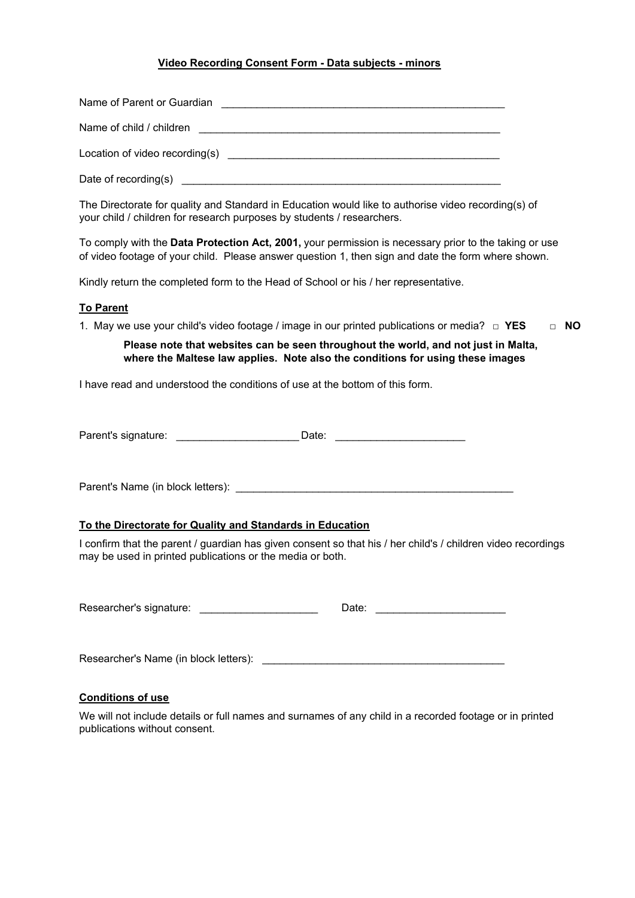**Video Recording Consent Form - Data subjects - minors**

Name of Parent or Guardian \_\_\_\_\_\_\_\_\_\_\_\_\_\_\_\_\_\_\_\_\_\_\_\_\_\_\_\_\_\_\_\_\_\_\_\_\_\_\_\_\_\_\_\_\_\_\_\_

Name of child / children \_\_\_\_\_\_\_\_\_\_\_\_\_\_\_\_\_\_\_\_\_\_\_\_\_\_\_\_\_\_\_\_\_\_\_\_\_\_\_\_\_\_\_\_\_\_\_\_\_\_

Location of video recording(s) \_\_\_\_\_\_\_\_\_\_\_\_\_\_\_\_\_\_\_\_\_\_\_\_\_\_\_\_\_\_\_\_\_\_\_\_\_\_\_\_\_\_\_\_\_

Date of recording(s) \_\_\_\_\_\_\_\_\_\_\_\_\_\_\_\_\_\_\_\_\_\_\_\_\_\_\_\_\_\_\_\_\_\_\_\_\_\_\_\_\_\_\_\_\_\_\_\_\_\_\_\_\_

The Directorate for quality and Standard in Education would like to authorise video recording(s) of your child / children for research purposes by students / researchers.

To comply with the **Data Protection Act, 2001,** your permission is necessary prior to the taking or use of video footage of your child. Please answer question 1, then sign and date the form where shown.

Kindly return the completed form to the Head of School or his / her representative.

**To Parent**

1. May we use your child's video footage / image in our printed publications or media? □ **YES** □ **NO**

   **Please note that websites can be seen throughout the world, and not just in Malta, where the Maltese law applies. Note also the conditions for using these images**

I have read and understood the conditions of use at the bottom of this form.

Parent's signature: \_\_\_\_\_\_\_\_\_\_\_\_\_\_\_\_\_\_\_\_ Date: \_\_\_\_\_\_\_\_\_\_\_\_\_\_\_\_\_\_\_\_\_\_

Parent's Name (in block letters): \_\_\_\_\_\_\_\_\_\_\_\_\_\_\_\_\_\_\_\_\_\_\_\_\_\_\_\_\_\_\_\_\_\_\_\_\_\_\_\_\_\_\_\_\_\_

**To the Directorate for Quality and Standards in Education**

I confirm that the parent / guardian has given consent so that his / her child's / children video recordings may be used in printed publications or the media or both.

Researcher's signature: \_\_\_\_\_\_\_\_\_\_\_\_\_\_\_\_\_\_\_\_ Date: \_\_\_\_\_\_\_\_\_\_\_\_\_\_\_\_\_\_\_\_\_\_

Researcher's Name (in block letters): \_\_\_\_\_\_\_\_\_\_\_\_\_\_\_\_\_\_\_\_\_\_\_\_\_\_\_\_\_\_\_\_\_\_\_\_\_\_\_\_\_

**Conditions of use**

We will not include details or full names and surnames of any child in a recorded footage or in printed publications without consent.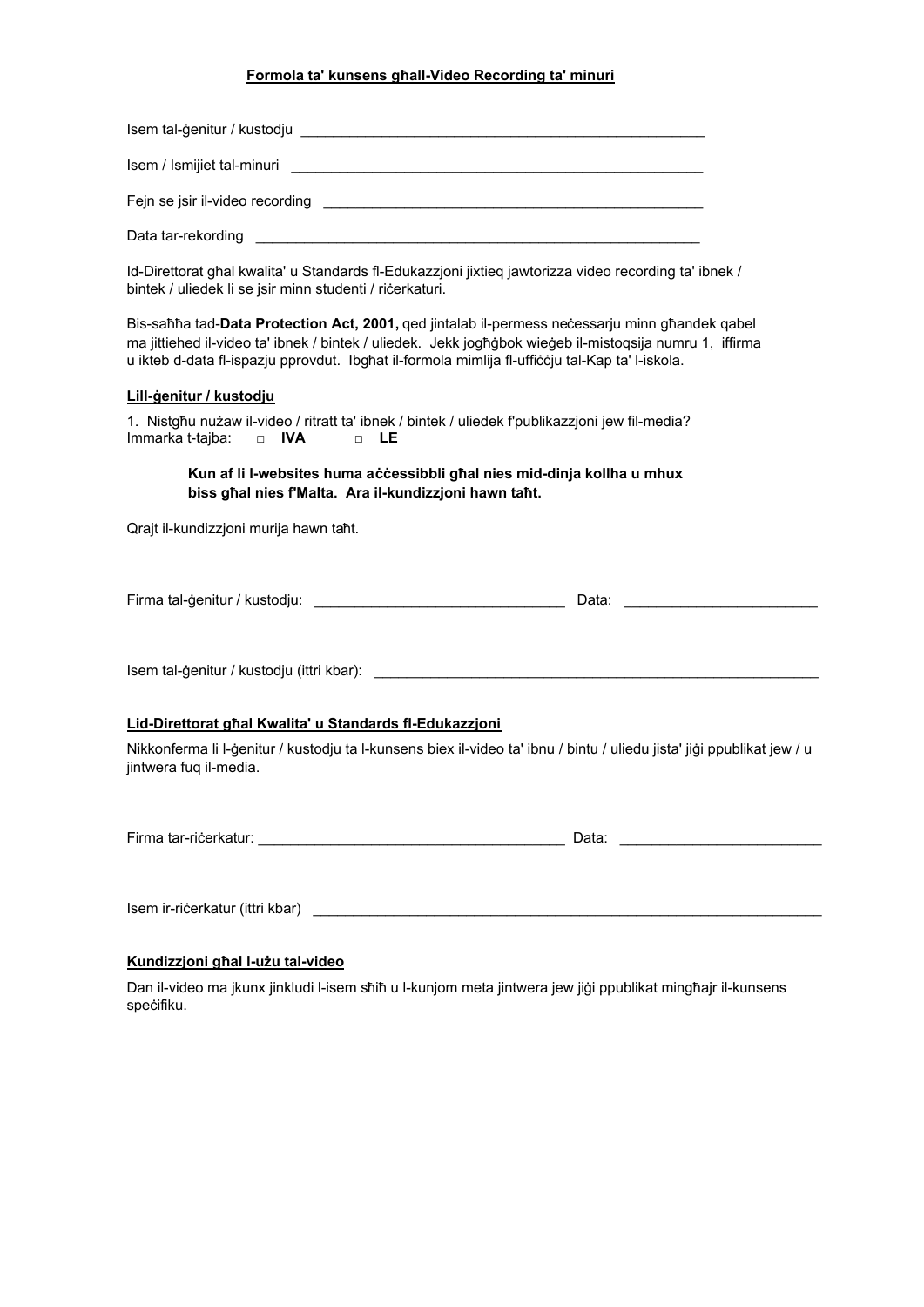**Formola ta' kunsens għall-Video Recording ta' minuri**

Isem tal-ġenitur / kustodju ____________________________________________________

Isem / Ismijiet tal-minuri ______________________________________________________

Fejn se jsir il-video recording __________________________________________________

Data tar-rekording _________________________________________________________

Id-Direttorat għal kwalita' u Standards fl-Edukazzjoni jixtieq jawtorizza video recording ta' ibnek / bintek / uliedek li se jsir minn studenti / riċerkaturi.

Bis-saħħa tad-**Data Protection Act, 2001,** qed jintalab il-permess neċessarju minn għandek qabel ma jittiehed il-video ta' ibnek / bintek / uliedek. Jekk jogħġbok wieġeb il-mistoqsija numru 1, iffirma u ikteb d-data fl-ispazju pprovdut. Ibgħat il-formola mimlija fl-uffiċċju tal-Kap ta' l-iskola.

**Lill-ġenitur / kustodju**

1. Nistgħu nużaw il-video / ritratt ta' ibnek / bintek / uliedek f'publikazzjoni jew fil-media?
Immarka t-tajba: □ **IVA** □ **LE**

> **Kun af li l-websites huma aċċessibbli għal nies mid-dinja kollha u mhux biss għal nies f'Malta. Ara il-kundizzjoni hawn taħt.**

Qrajt il-kundizzjoni murija hawn taħt.

Firma tal-ġenitur / kustodju: ______________________________ Data: ________________________

Isem tal-ġenitur / kustodju (ittri kbar): ________________________________________________

**Lid-Direttorat għal Kwalita' u Standards fl-Edukazzjoni**

Nikkonferma li l-ġenitur / kustodju ta l-kunsens biex il-video ta' ibnu / bintu / uliedu jista' jiġi ppublikat jew / u jintwera fuq il-media.

Firma tar-riċerkatur: ______________________________________ Data: _________________________

Isem ir-riċerkatur (ittri kbar) ________________________________________________________________

**Kundizzjoni għal l-użu tal-video**

Dan il-video ma jkunx jinkludi l-isem sħiħ u l-kunjom meta jintwera jew jiġi ppublikat mingħajr il-kunsens speċifiku.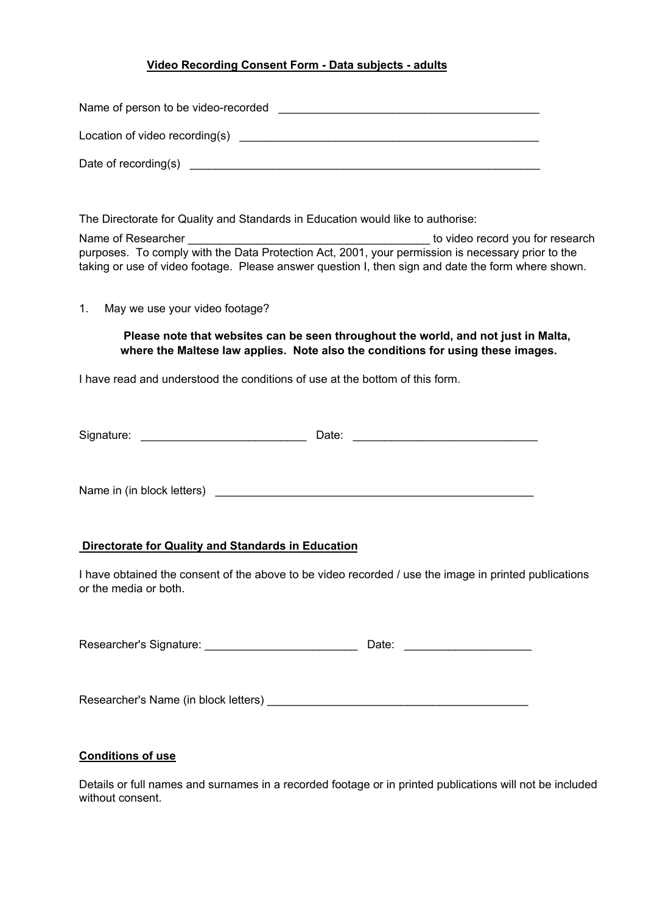**Video Recording Consent Form - Data subjects - adults**

Name of person to be video-recorded \_\_\_\_\_\_\_\_\_\_\_\_\_\_\_\_\_\_\_\_\_\_\_\_\_\_\_\_\_\_\_\_\_\_\_\_\_\_\_\_\_\_

Location of video recording(s) \_\_\_\_\_\_\_\_\_\_\_\_\_\_\_\_\_\_\_\_\_\_\_\_\_\_\_\_\_\_\_\_\_\_\_\_\_\_\_\_\_\_\_\_\_\_\_\_

Date of recording(s) \_\_\_\_\_\_\_\_\_\_\_\_\_\_\_\_\_\_\_\_\_\_\_\_\_\_\_\_\_\_\_\_\_\_\_\_\_\_\_\_\_\_\_\_\_\_\_\_\_\_\_\_\_\_\_\_\_\_

The Directorate for Quality and Standards in Education would like to authorise:

Name of Researcher \_\_\_\_\_\_\_\_\_\_\_\_\_\_\_\_\_\_\_\_\_\_\_\_\_\_\_\_\_\_\_\_\_\_\_\_\_\_ to video record you for research purposes. To comply with the Data Protection Act, 2001, your permission is necessary prior to the taking or use of video footage. Please answer question I, then sign and date the form where shown.

1. May we use your video footage?

**Please note that websites can be seen throughout the world, and not just in Malta, where the Maltese law applies. Note also the conditions for using these images.**

I have read and understood the conditions of use at the bottom of this form.

Signature: \_\_\_\_\_\_\_\_\_\_\_\_\_\_\_\_\_\_\_\_\_\_\_\_\_\_ Date: \_\_\_\_\_\_\_\_\_\_\_\_\_\_\_\_\_\_\_\_\_\_\_\_\_\_\_\_\_

Name in (in block letters) \_\_\_\_\_\_\_\_\_\_\_\_\_\_\_\_\_\_\_\_\_\_\_\_\_\_\_\_\_\_\_\_\_\_\_\_\_\_\_\_\_\_\_\_\_\_\_\_\_\_\_

**Directorate for Quality and Standards in Education**

I have obtained the consent of the above to be video recorded / use the image in printed publications or the media or both.

Researcher's Signature: \_\_\_\_\_\_\_\_\_\_\_\_\_\_\_\_\_\_\_\_\_\_\_\_ Date: \_\_\_\_\_\_\_\_\_\_\_\_\_\_\_\_\_\_\_\_

Researcher's Name (in block letters) \_\_\_\_\_\_\_\_\_\_\_\_\_\_\_\_\_\_\_\_\_\_\_\_\_\_\_\_\_\_\_\_\_\_\_\_\_\_\_\_\_

**Conditions of use**

Details or full names and surnames in a recorded footage or in printed publications will not be included without consent.